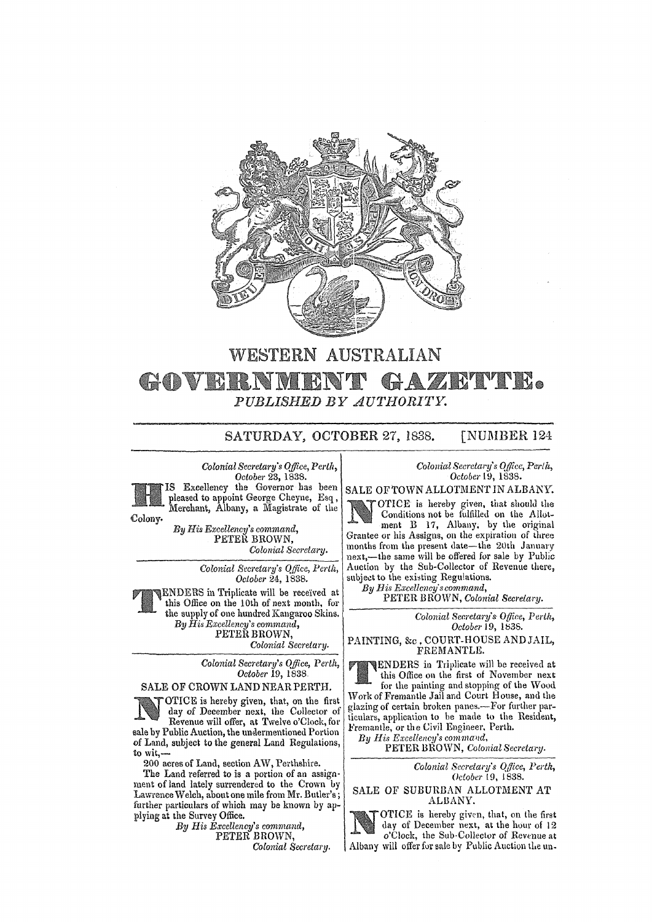# WESTERN AUSTRALIAN GOVERNMENT GAZETTE.

*PUBLISHED BY AUTHORITY.*

SATURDAY, OCTOBER 27, 1838. [NUMBER 124

*Colonial Secretary's Office, Perth,*
*October 23, 1838.*

HIS Excellency the Governor has been pleased to appoint George Cheyne, Esq, Merchant, Albany, a Magistrate of the Colony.

*By His Excellency's command,*
PETER BROWN,
*Colonial Secretary.*

---

*Colonial Secretary's Office, Perth,*
*October 24, 1838.*

TENDERS in Triplicate will be received at this Office on the 10th of next month, for the supply of one hundred Kangaroo Skins.

*By His Excellency's command,*
PETER BROWN,
*Colonial Secretary.*

---

*Colonial Secretary's Office, Perth,*
*October 19, 1838.*

## SALE OF CROWN LAND NEAR PERTH.

NOTICE is hereby given, that, on the first day of December next, the Collector of Revenue will offer, at Twelve o'Clock, for sale by Public Auction, the undermentioned Portion of Land, subject to the general Land Regulations, to wit,—

200 acres of Land, section AW, Perthshire.

The Land referred to is a portion of an assignment of land lately surrendered to the Crown by Lawrence Welch, about one mile from Mr. Butler's; further particulars of which may be known by applying at the Survey Office.

*By His Excellency's command,*
PETER BROWN,
*Colonial Secretary.*

---

*Colonial Secretary's Office, Perth,*
*October 19, 1838.*

## SALE OF TOWN ALLOTMENT IN ALBANY.

NOTICE is hereby given, that should the Conditions not be fulfilled on the Allotment B 17, Albany, by the original Grantee or his Assigns, on the expiration of three months from the present date—the 20th January next,—the same will be offered for sale by Public Auction by the Sub-Collector of Revenue there, subject to the existing Regulations.

*By His Excellency's command,*
PETER BROWN, *Colonial Secretary.*

---

*Colonial Secretary's Office, Perth,*
*October 19, 1838.*

## PAINTING, &c, COURT-HOUSE AND JAIL, FREMANTLE.

TENDERS in Triplicate will be received at this Office on the first of November next for the painting and stopping of the Wood Work of Fremantle Jail and Court House, and the glazing of certain broken panes.—For further particulars, application to be made to the Resident, Fremantle, or the Civil Engineer, Perth.

*By His Excellency's command,*
PETER BROWN, *Colonial Secretary.*

---

*Colonial Secretary's Office, Perth,*
*October 19, 1838.*

## SALE OF SUBURBAN ALLOTMENT AT ALBANY.

NOTICE is hereby given, that, on the first day of December next, at the hour of 12 o'Clock, the Sub-Collector of Revenue at Albany will offer for sale by Public Auction the un-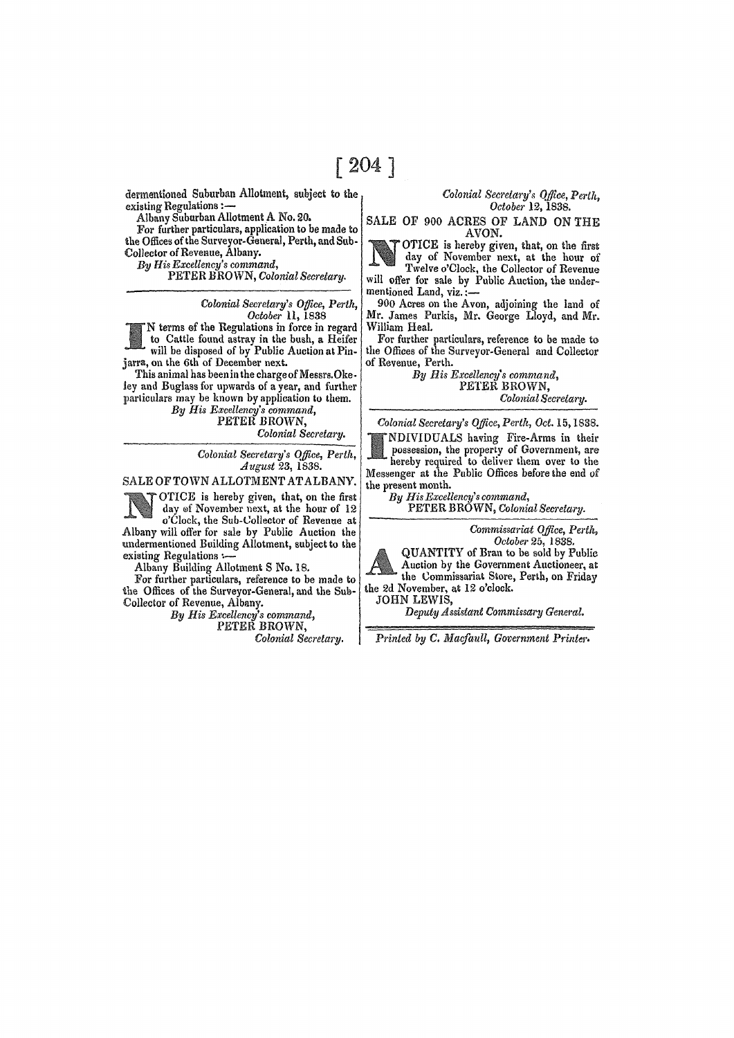dermentioned Suburban Allotment, subject to the existing Regulations :—

Albany Suburban Allotment A No. 20.

For further particulars, application to be made to the Offices of the Surveyor-General, Perth, and Sub-Collector of Revenue, Albany.

*By His Excellency's command,*
PETER BROWN, *Colonial Secretary.*

---

*Colonial Secretary's Office, Perth,*
*October* 11, 1838

IN terms of the Regulations in force in regard to Cattle found astray in the bush, a Heifer will be disposed of by Public Auction at Pinjarra, on the 6th of December next.

This animal has been in the charge of Messrs. Okeley and Buglass for upwards of a year, and further particulars may be known by application to them.

*By His Excellency's command,*
PETER BROWN,
*Colonial Secretary.*

---

*Colonial Secretary's Office, Perth,*
*August* 23, 1838.

SALE OF TOWN ALLOTMENT AT ALBANY.

NOTICE is hereby given, that, on the first day of November next, at the hour of 12 o'Clock, the Sub-Collector of Revenue at Albany will offer for sale by Public Auction the undermentioned Building Allotment, subject to the existing Regulations :—

Albany Building Allotment S No. 18.

For further particulars, reference to be made to the Offices of the Surveyor-General, and the Sub-Collector of Revenue, Albany.

*By His Excellency's command,*
PETER BROWN,
*Colonial Secretary.*

---

*Colonial Secretary's Office, Perth,*
*October* 12, 1838.

SALE OF 900 ACRES OF LAND ON THE AVON.

NOTICE is hereby given, that, on the first day of November next, at the hour of Twelve o'Clock, the Collector of Revenue will offer for sale by Public Auction, the undermentioned Land, viz. :—

900 Acres on the Avon, adjoining the land of Mr. James Purkis, Mr. George Lloyd, and Mr. William Heal.

For further particulars, reference to be made to the Offices of the Surveyor-General and Collector of Revenue, Perth.

*By His Excellency's command,*
PETER BROWN,
*Colonial Secretary.*

---

*Colonial Secretary's Office, Perth, Oct.* 15, 1838.

INDIVIDUALS having Fire-Arms in their possession, the property of Government, are hereby required to deliver them over to the Messenger at the Public Offices before the end of the present month.

*By His Excellency's command,*
PETER BROWN, *Colonial Secretary.*

---

*Commissariat Office, Perth,*
*October* 25, 1838.

A QUANTITY of Bran to be sold by Public Auction by the Government Auctioneer, at the Commissariat Store, Perth, on Friday the 2d November, at 12 o'clock.

JOHN LEWIS,
*Deputy Assistant Commissary General.*

---

*Printed by C. Macfaull, Government Printer.*